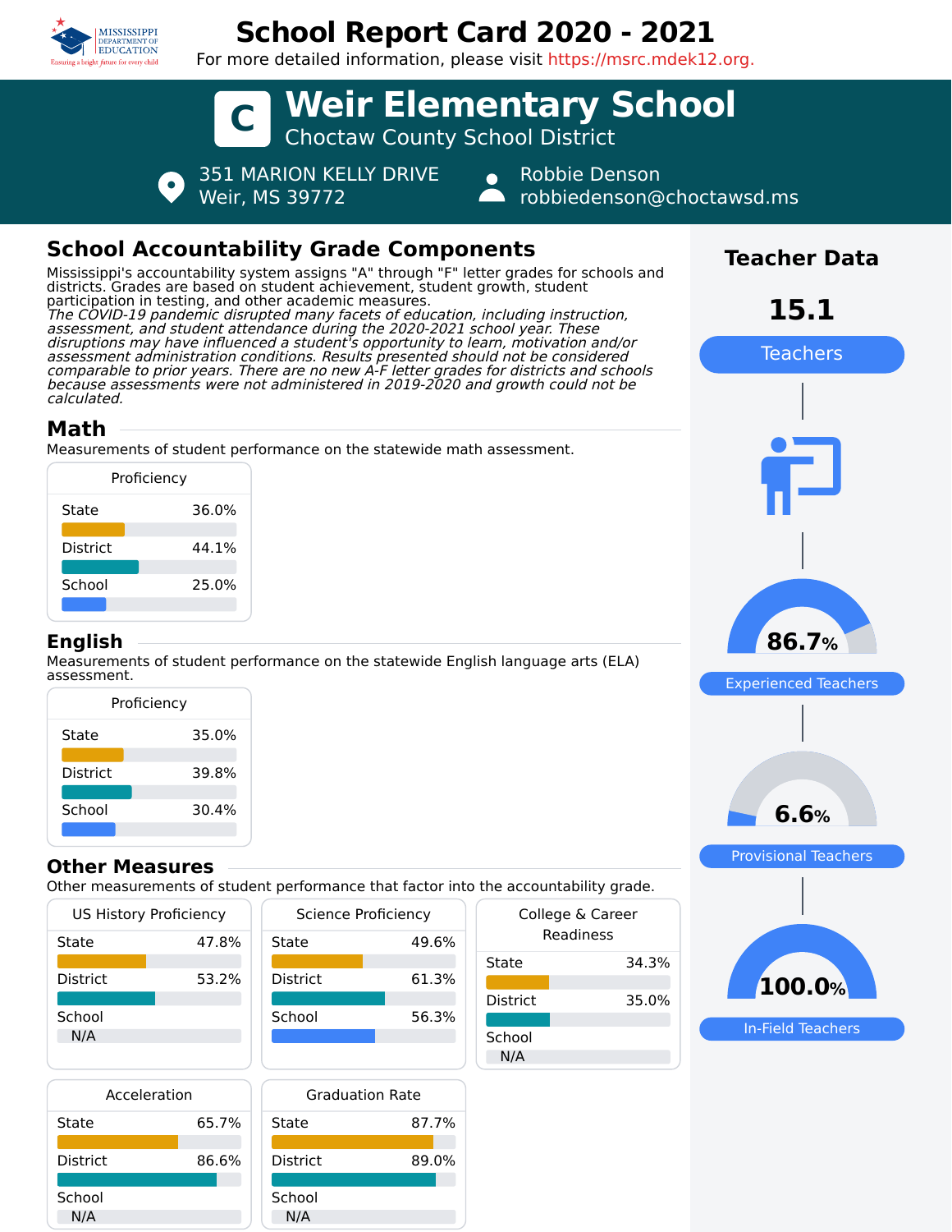# School Report Card 2020 - 2021

For more detailed information, please visit https://msrc.mdek12.org.

# C Weir Elementary School

## Choctaw County School District

351 MARION KELLY DRIVE
Weir, MS 39772

Robbie Denson
robbiedenson@choctawsd.ms

## School Accountability Grade Components

Mississippi's accountability system assigns "A" through "F" letter grades for schools and districts. Grades are based on student achievement, student growth, student participation in testing, and other academic measures.
*The COVID-19 pandemic disrupted many facets of education, including instruction, assessment, and student attendance during the 2020-2021 school year. These disruptions may have influenced a student's opportunity to learn, motivation and/or assessment administration conditions. Results presented should not be considered comparable to prior years. There are no new A-F letter grades for districts and schools because assessments were not administered in 2019-2020 and growth could not be calculated.*

### Math

Measurements of student performance on the statewide math assessment.

| Proficiency | |
|---|---|
| State | 36.0% |
| District | 44.1% |
| School | 25.0% |

### English

Measurements of student performance on the statewide English language arts (ELA) assessment.

| Proficiency | |
|---|---|
| State | 35.0% |
| District | 39.8% |
| School | 30.4% |

### Other Measures

Other measurements of student performance that factor into the accountability grade.

| US History Proficiency | |
|---|---|
| State | 47.8% |
| District | 53.2% |
| School | N/A |

| Science Proficiency | |
|---|---|
| State | 49.6% |
| District | 61.3% |
| School | 56.3% |

| College & Career Readiness | |
|---|---|
| State | 34.3% |
| District | 35.0% |
| School | N/A |

| Acceleration | |
|---|---|
| State | 65.7% |
| District | 86.6% |
| School | N/A |

| Graduation Rate | |
|---|---|
| State | 87.7% |
| District | 89.0% |
| School | N/A |

## Teacher Data

**15.1** Teachers

**86.7%** Experienced Teachers

**6.6%** Provisional Teachers

**100.0%** In-Field Teachers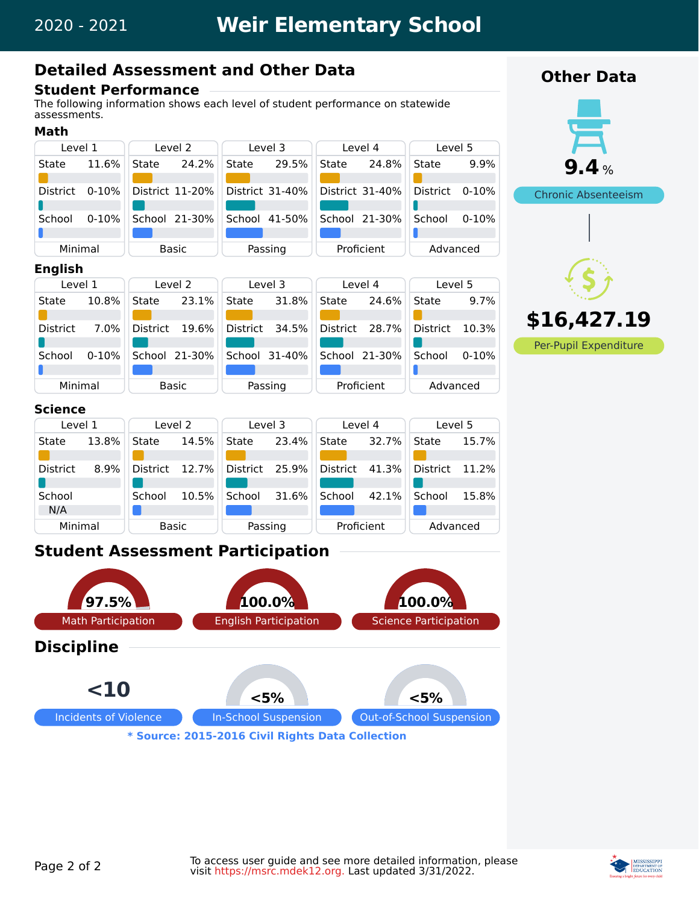# 2020 - 2021 Weir Elementary School

## Detailed Assessment and Other Data

### Student Performance

The following information shows each level of student performance on statewide assessments.

#### Math

| | Level 1 (Minimal) | Level 2 (Basic) | Level 3 (Passing) | Level 4 (Proficient) | Level 5 (Advanced) |
|---|---|---|---|---|---|
| State | 11.6% | 24.2% | 29.5% | 24.8% | 9.9% |
| District | 0-10% | 11-20% | 31-40% | 31-40% | 0-10% |
| School | 0-10% | 21-30% | 41-50% | 21-30% | 0-10% |

#### English

| | Level 1 (Minimal) | Level 2 (Basic) | Level 3 (Passing) | Level 4 (Proficient) | Level 5 (Advanced) |
|---|---|---|---|---|---|
| State | 10.8% | 23.1% | 31.8% | 24.6% | 9.7% |
| District | 7.0% | 19.6% | 34.5% | 28.7% | 10.3% |
| School | 0-10% | 21-30% | 31-40% | 21-30% | 0-10% |

#### Science

| | Level 1 (Minimal) | Level 2 (Basic) | Level 3 (Passing) | Level 4 (Proficient) | Level 5 (Advanced) |
|---|---|---|---|---|---|
| State | 13.8% | 14.5% | 23.4% | 32.7% | 15.7% |
| District | 8.9% | 12.7% | 25.9% | 41.3% | 11.2% |
| School | N/A | 10.5% | 31.6% | 42.1% | 15.8% |

### Student Assessment Participation

97.5%
Math Participation

100.0%
English Participation

100.0%
Science Participation

### Discipline

<10
Incidents of Violence

<5%
In-School Suspension

<5%
Out-of-School Suspension

**\* Source: 2015-2016 Civil Rights Data Collection**

## Other Data

9.4 %
Chronic Absenteeism

$16,427.19
Per-Pupil Expenditure

To access user guide and see more detailed information, please visit https://msrc.mdek12.org. Last updated 3/31/2022.